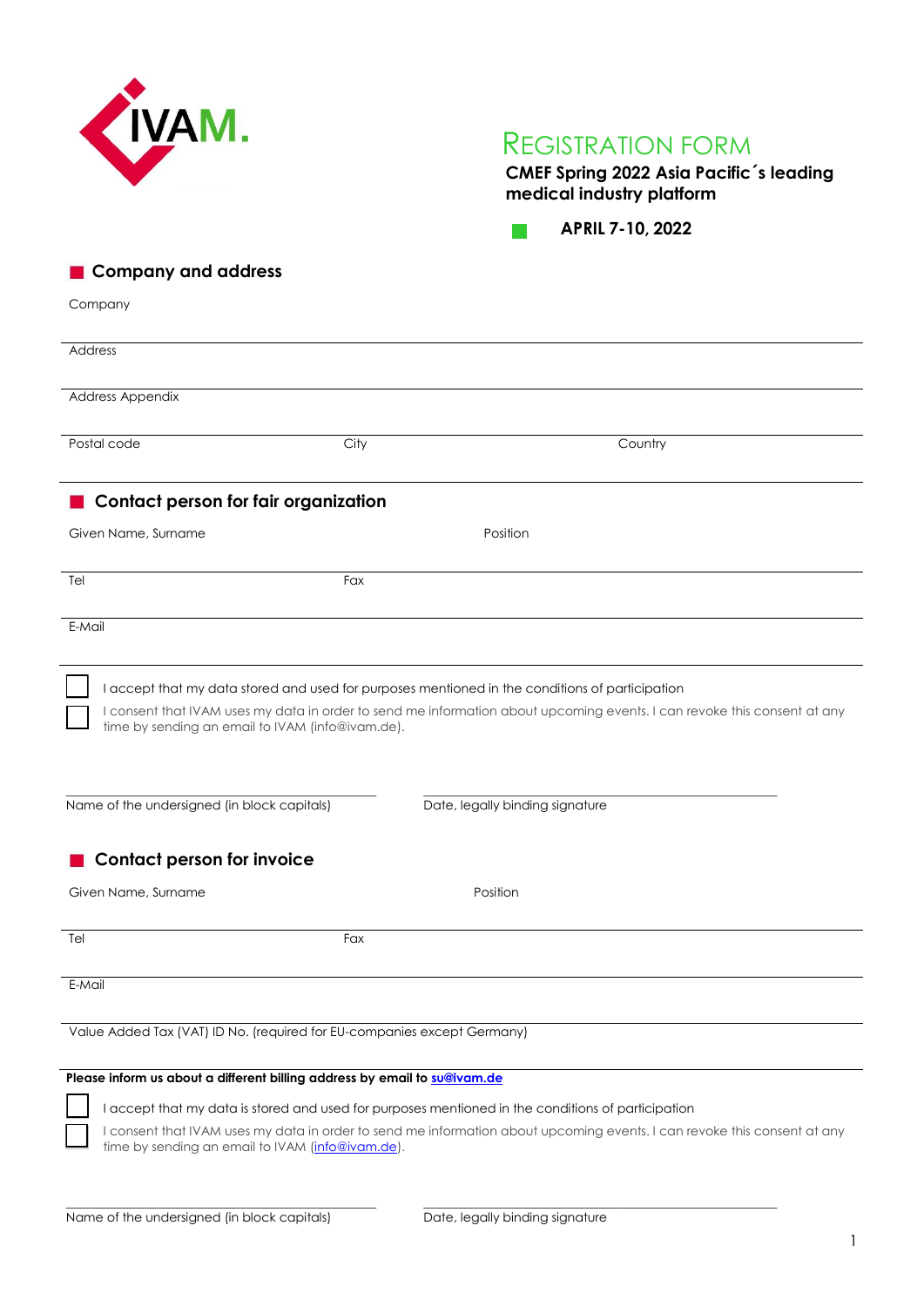IVAM.

# REGISTRATION FORM

**CMEF Spring 2022 Asia Pacific´s leading medical industry platform**

**APRIL 7-10, 2022**

## Company and address

Company

Address

Address Appendix

Postal code | City | Country

## Contact person for fair organization

Given Name, Surname | Position

Tel | Fax

E-Mail

☐ I accept that my data stored and used for purposes mentioned in the conditions of participation

☐ I consent that IVAM uses my data in order to send me information about upcoming events. I can revoke this consent at any time by sending an email to IVAM (info@ivam.de).

Name of the undersigned (in block capitals) | Date, legally binding signature

## Contact person for invoice

Given Name, Surname | Position

Tel | Fax

E-Mail

Value Added Tax (VAT) ID No. (required for EU-companies except Germany)

**Please inform us about a different billing address by email to su@ivam.de**

☐ I accept that my data is stored and used for purposes mentioned in the conditions of participation

☐ I consent that IVAM uses my data in order to send me information about upcoming events. I can revoke this consent at any time by sending an email to IVAM (info@ivam.de).

Name of the undersigned (in block capitals) | Date, legally binding signature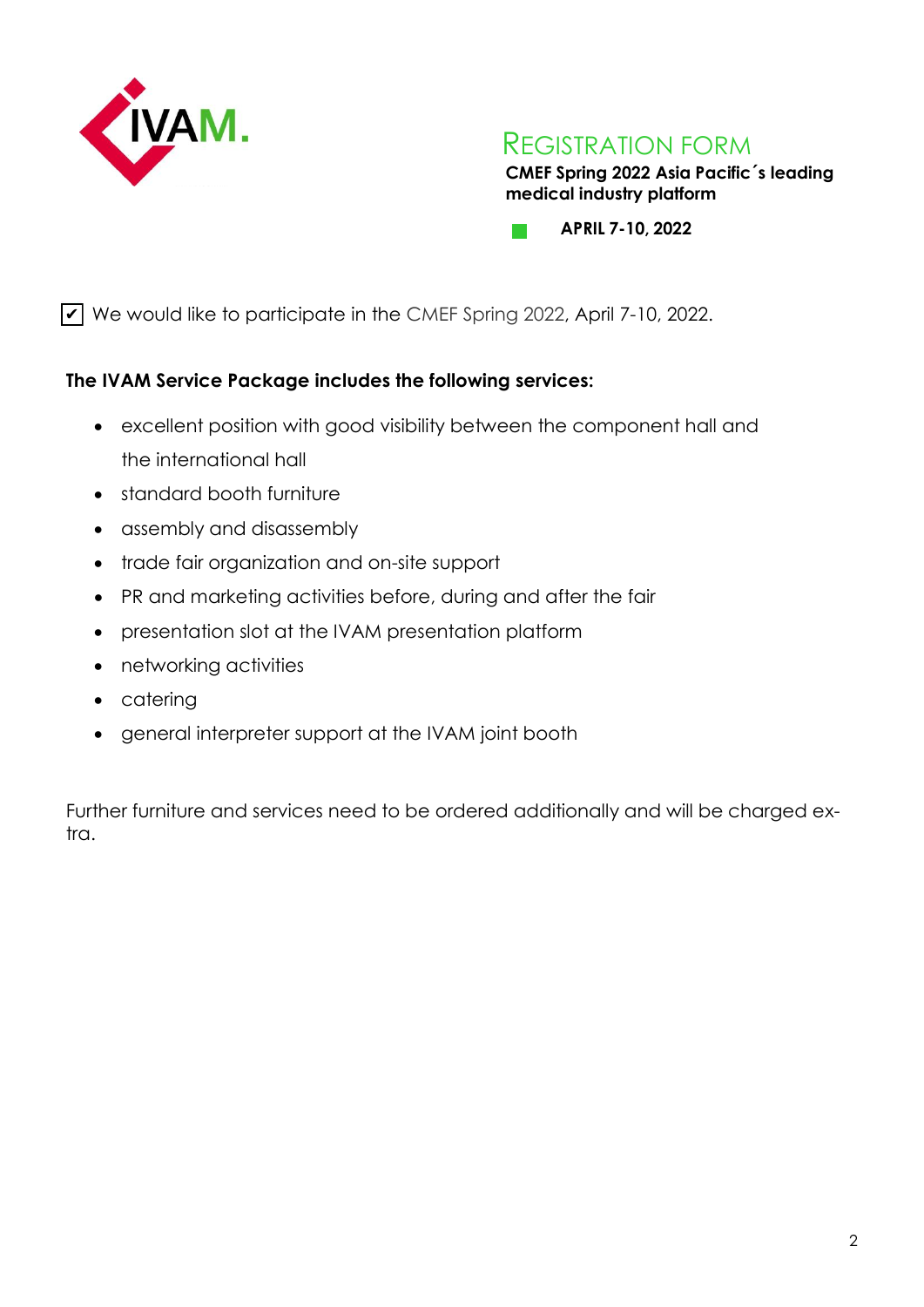# REGISTRATION FORM

**CMEF Spring 2022 Asia Pacific´s leading medical industry platform**

**APRIL 7-10, 2022**

☑ We would like to participate in the CMEF Spring 2022, April 7-10, 2022.

**The IVAM Service Package includes the following services:**

- excellent position with good visibility between the component hall and the international hall
- standard booth furniture
- assembly and disassembly
- trade fair organization and on-site support
- PR and marketing activities before, during and after the fair
- presentation slot at the IVAM presentation platform
- networking activities
- catering
- general interpreter support at the IVAM joint booth

Further furniture and services need to be ordered additionally and will be charged extra.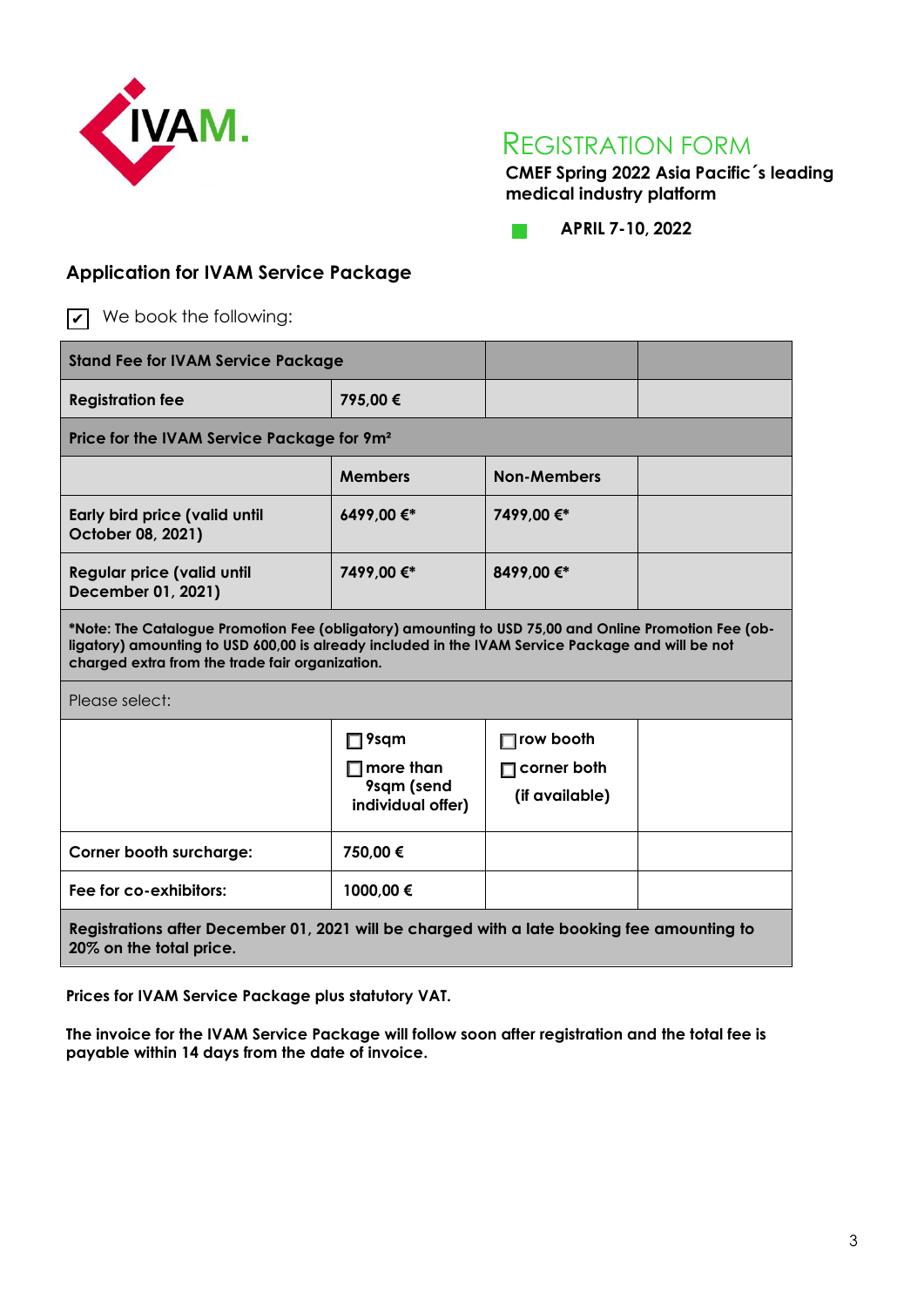# REGISTRATION FORM

**CMEF Spring 2022 Asia Pacific´s leading medical industry platform**

**APRIL 7-10, 2022**

## Application for IVAM Service Package

☑ We book the following:

| Stand Fee for IVAM Service Package | | | |
|---|---|---|---|
| **Registration fee** | **795,00 €** | | |
| **Price for the IVAM Service Package for 9m²** | | | |
| | **Members** | **Non-Members** | |
| **Early bird price (valid until October 08, 2021)** | **6499,00 €*** | **7499,00 €*** | |
| **Regular price (valid until December 01, 2021)** | **7499,00 €*** | **8499,00 €*** | |
| ***Note: The Catalogue Promotion Fee (obligatory) amounting to USD 75,00 and Online Promotion Fee (obligatory) amounting to USD 600,00 is already included in the IVAM Service Package and will be not charged extra from the trade fair organization.** | | | |
| Please select: | | | |
| | ☐ 9sqm<br>☐ more than 9sqm (send individual offer) | ☐ row booth<br>☐ corner both<br>(if available) | |
| **Corner booth surcharge:** | **750,00 €** | | |
| **Fee for co-exhibitors:** | **1000,00 €** | | |
| **Registrations after December 01, 2021 will be charged with a late booking fee amounting to 20% on the total price.** | | | |

**Prices for IVAM Service Package plus statutory VAT.**

**The invoice for the IVAM Service Package will follow soon after registration and the total fee is payable within 14 days from the date of invoice.**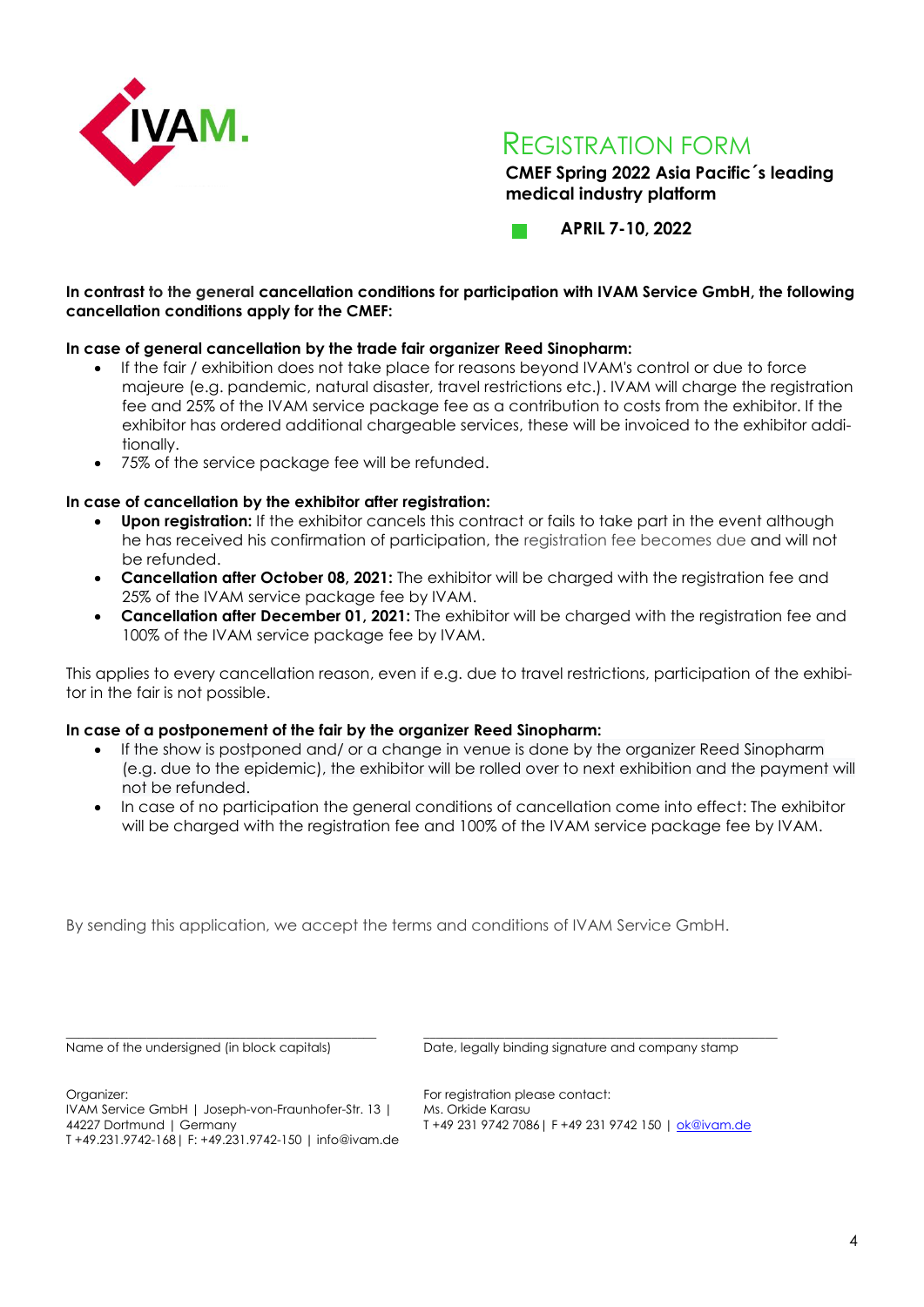# REGISTRATION FORM

**CMEF Spring 2022 Asia Pacific´s leading medical industry platform**

**APRIL 7-10, 2022**

**In contrast to the general cancellation conditions for participation with IVAM Service GmbH, the following cancellation conditions apply for the CMEF:**

**In case of general cancellation by the trade fair organizer Reed Sinopharm:**

- If the fair / exhibition does not take place for reasons beyond IVAM's control or due to force majeure (e.g. pandemic, natural disaster, travel restrictions etc.). IVAM will charge the registration fee and 25% of the IVAM service package fee as a contribution to costs from the exhibitor. If the exhibitor has ordered additional chargeable services, these will be invoiced to the exhibitor additionally.
- 75% of the service package fee will be refunded.

**In case of cancellation by the exhibitor after registration:**

- **Upon registration:** If the exhibitor cancels this contract or fails to take part in the event although he has received his confirmation of participation, the registration fee becomes due and will not be refunded.
- **Cancellation after October 08, 2021:** The exhibitor will be charged with the registration fee and 25% of the IVAM service package fee by IVAM.
- **Cancellation after December 01, 2021:** The exhibitor will be charged with the registration fee and 100% of the IVAM service package fee by IVAM.

This applies to every cancellation reason, even if e.g. due to travel restrictions, participation of the exhibitor in the fair is not possible.

**In case of a postponement of the fair by the organizer Reed Sinopharm:**

- If the show is postponed and/ or a change in venue is done by the organizer Reed Sinopharm (e.g. due to the epidemic), the exhibitor will be rolled over to next exhibition and the payment will not be refunded.
- In case of no participation the general conditions of cancellation come into effect: The exhibitor will be charged with the registration fee and 100% of the IVAM service package fee by IVAM.

By sending this application, we accept the terms and conditions of IVAM Service GmbH.

\_\_\_\_\_\_\_\_\_\_\_\_\_\_\_\_\_\_\_\_\_\_\_\_\_\_\_\_\_\_\_\_\_\_\_\_\_\_\_\_
Name of the undersigned (in block capitals)

\_\_\_\_\_\_\_\_\_\_\_\_\_\_\_\_\_\_\_\_\_\_\_\_\_\_\_\_\_\_\_\_\_\_\_\_\_\_\_\_
Date, legally binding signature and company stamp

Organizer:
IVAM Service GmbH | Joseph-von-Fraunhofer-Str. 13 | 44227 Dortmund | Germany
T +49.231.9742-168 | F: +49.231.9742-150 | info@ivam.de

For registration please contact:
Ms. Orkide Karasu
T +49 231 9742 7086 | F +49 231 9742 150 | ok@ivam.de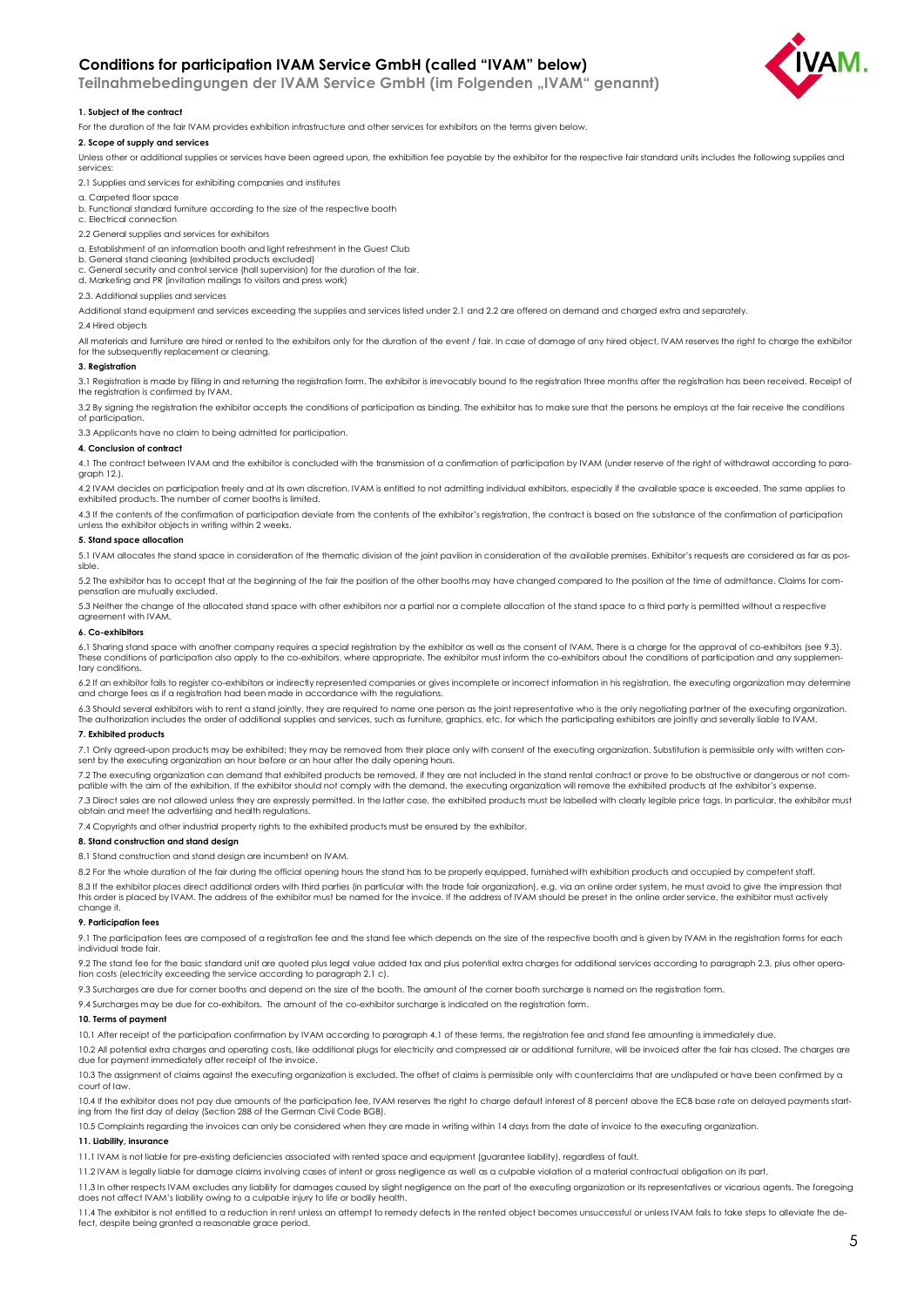# Conditions for participation IVAM Service GmbH (called "IVAM" below)

**Teilnahmebedingungen der IVAM Service GmbH (im Folgenden „IVAM" genannt)**

### 1. Subject of the contract

For the duration of the fair IVAM provides exhibition infrastructure and other services for exhibitors on the terms given below.

### 2. Scope of supply and services

Unless other or additional supplies or services have been agreed upon, the exhibition fee payable by the exhibitor for the respective fair standard units includes the following supplies and services:

2.1 Supplies and services for exhibiting companies and institutes

a. Carpeted floor space
b. Functional standard furniture according to the size of the respective booth
c. Electrical connection

2.2 General supplies and services for exhibitors

a. Establishment of an information booth and light refreshment in the Guest Club
b. General stand cleaning (exhibited products excluded)
c. General security and control service (hall supervision) for the duration of the fair.
d. Marketing and PR (invitation mailings to visitors and press work)

2.3. Additional supplies and services

Additional stand equipment and services exceeding the supplies and services listed under 2.1 and 2.2 are offered on demand and charged extra and separately.

2.4 Hired objects

All materials and furniture are hired or rented to the exhibitors only for the duration of the event / fair. In case of damage of any hired object, IVAM reserves the right to charge the exhibitor for the subsequently replacement or cleaning.

### 3. Registration

3.1 Registration is made by filling in and returning the registration form. The exhibitor is irrevocably bound to the registration three months after the registration has been received. Receipt of the registration is confirmed by IVAM.

3.2 By signing the registration the exhibitor accepts the conditions of participation as binding. The exhibitor has to make sure that the persons he employs at the fair receive the conditions of participation.

3.3 Applicants have no claim to being admitted for participation.

### 4. Conclusion of contract

4.1 The contract between IVAM and the exhibitor is concluded with the transmission of a confirmation of participation by IVAM (under reserve of the right of withdrawal according to paragraph 12.).

4.2 IVAM decides on participation freely and at its own discretion. IVAM is entitled to not admitting individual exhibitors, especially if the available space is exceeded. The same applies to exhibited products. The number of corner booths is limited.

4.3 If the contents of the confirmation of participation deviate from the contents of the exhibitor's registration, the contract is based on the substance of the confirmation of participation unless the exhibitor objects in writing within 2 weeks.

### 5. Stand space allocation

5.1 IVAM allocates the stand space in consideration of the thematic division of the joint pavilion in consideration of the available premises. Exhibitor's requests are considered as far as possible.

5.2 The exhibitor has to accept that at the beginning of the fair the position of the other booths may have changed compared to the position at the time of admittance. Claims for compensation are mutually excluded.

5.3 Neither the change of the allocated stand space with other exhibitors nor a partial nor a complete allocation of the stand space to a third party is permitted without a respective agreement with IVAM.

### 6. Co-exhibitors

6.1 Sharing stand space with another company requires a special registration by the exhibitor as well as the consent of IVAM. There is a charge for the approval of co-exhibitors (see 9.3). These conditions of participation also apply to the co-exhibitors, where appropriate. The exhibitor must inform the co-exhibitors about the conditions of participation and any supplementary conditions.

6.2 If an exhibitor fails to register co-exhibitors or indirectly represented companies or gives incomplete or incorrect information in his registration, the executing organization may determine and charge fees as if a registration had been made in accordance with the regulations.

6.3 Should several exhibitors wish to rent a stand jointly, they are required to name one person as the joint representative who is the only negotiating partner of the executing organization. The authorization includes the order of additional supplies and services, such as furniture, graphics, etc. for which the participating exhibitors are jointly and severally liable to IVAM.

### 7. Exhibited products

7.1 Only agreed-upon products may be exhibited; they may be removed from their place only with consent of the executing organization. Substitution is permissible only with written consent by the executing organization an hour before or an hour after the daily opening hours.

7.2 The executing organization can demand that exhibited products be removed, if they are not included in the stand rental contract or prove to be obstructive or dangerous or not compatible with the aim of the exhibition. If the exhibitor should not comply with the demand, the executing organization will remove the exhibited products at the exhibitor's expense.

7.3 Direct sales are not allowed unless they are expressly permitted. In the latter case, the exhibited products must be labelled with clearly legible price tags. In particular, the exhibitor must obtain and meet the advertising and health regulations.

7.4 Copyrights and other industrial property rights to the exhibited products must be ensured by the exhibitor.

### 8. Stand construction and stand design

8.1 Stand construction and stand design are incumbent on IVAM.

8.2 For the whole duration of the fair during the official opening hours the stand has to be properly equipped, furnished with exhibition products and occupied by competent staff.

8.3 If the exhibitor places direct additional orders with third parties (in particular with the trade fair organization), e.g. via an online order system, he must avoid to give the impression that this order is placed by IVAM. The address of the exhibitor must be named for the invoice. If the address of IVAM should be preset in the online order service, the exhibitor must actively change it.

### 9. Participation fees

9.1 The participation fees are composed of a registration fee and the stand fee which depends on the size of the respective booth and is given by IVAM in the registration forms for each individual trade fair.

9.2 The stand fee for the basic standard unit are quoted plus legal value added tax and plus potential extra charges for additional services according to paragraph 2.3, plus other operation costs (electricity exceeding the service according to paragraph 2.1 c).

9.3 Surcharges are due for corner booths and depend on the size of the booth. The amount of the corner booth surcharge is named on the registration form.

9.4 Surcharges may be due for co-exhibitors. The amount of the co-exhibitor surcharge is indicated on the registration form.

### 10. Terms of payment

10.1 After receipt of the participation confirmation by IVAM according to paragraph 4.1 of these terms, the registration fee and stand fee amounting is immediately due.

10.2 All potential extra charges and operating costs, like additional plugs for electricity and compressed air or additional furniture, will be invoiced after the fair has closed. The charges are due for payment immediately after receipt of the invoice.

10.3 The assignment of claims against the executing organization is excluded. The offset of claims is permissible only with counterclaims that are undisputed or have been confirmed by a court of law.

10.4 If the exhibitor does not pay due amounts of the participation fee, IVAM reserves the right to charge default interest of 8 percent above the ECB base rate on delayed payments starting from the first day of delay (Section 288 of the German Civil Code BGB).

10.5 Complaints regarding the invoices can only be considered when they are made in writing within 14 days from the date of invoice to the executing organization.

### 11. Liability, insurance

11.1 IVAM is not liable for pre-existing deficiencies associated with rented space and equipment (guarantee liability), regardless of fault.

11.2 IVAM is legally liable for damage claims involving cases of intent or gross negligence as well as a culpable violation of a material contractual obligation on its part.

11.3 In other respects IVAM excludes any liability for damages caused by slight negligence on the part of the executing organization or its representatives or vicarious agents. The foregoing does not affect IVAM's liability owing to a culpable injury to life or bodily health.

11.4 The exhibitor is not entitled to a reduction in rent unless an attempt to remedy defects in the rented object becomes unsuccessful or unless IVAM fails to take steps to alleviate the defect, despite being granted a reasonable grace period.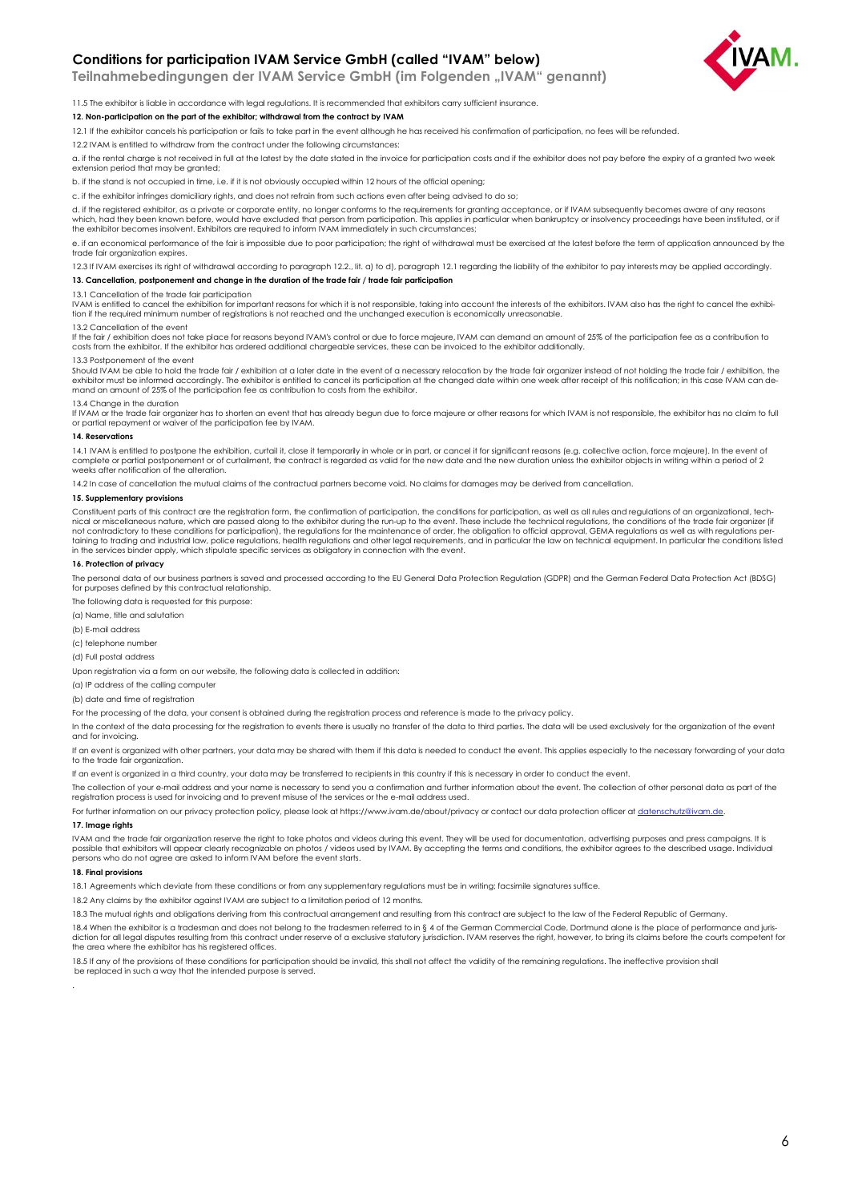11.5 The exhibitor is liable in accordance with legal regulations. It is recommended that exhibitors carry sufficient insurance.

**12. Non-participation on the part of the exhibitor; withdrawal from the contract by IVAM**

12.1 If the exhibitor cancels his participation or fails to take part in the event although he has received his confirmation of participation, no fees will be refunded.

12.2 IVAM is entitled to withdraw from the contract under the following circumstances:

a. if the rental charge is not received in full at the latest by the date stated in the invoice for participation costs and if the exhibitor does not pay before the expiry of a granted two week extension period that may be granted;

b. if the stand is not occupied in time, i.e. if it is not obviously occupied within 12 hours of the official opening;

c. if the exhibitor infringes domiciliary rights, and does not refrain from such actions even after being advised to do so;

d. if the registered exhibitor, as a private or corporate entity, no longer conforms to the requirements for granting acceptance, or if IVAM subsequently becomes aware of any reasons which, had they been known before, would have excluded that person from participation. This applies in particular when bankruptcy or insolvency proceedings have been instituted, or if the exhibitor becomes insolvent. Exhibitors are required to inform IVAM immediately in such circumstances;

e. if an economical performance of the fair is impossible due to poor participation; the right of withdrawal must be exercised at the latest before the term of application announced by the trade fair organization expires.

12.3 If IVAM exercises its right of withdrawal according to paragraph 12.2., lit. a) to d), paragraph 12.1 regarding the liability of the exhibitor to pay interests may be applied accordingly.

**13. Cancellation, postponement and change in the duration of the trade fair / trade fair participation**

13.1 Cancellation of the trade fair participation

IVAM is entitled to cancel the exhibition for important reasons for which it is not responsible, taking into account the interests of the exhibitors. IVAM also has the right to cancel the exhibition if the required minimum number of registrations is not reached and the unchanged execution is economically unreasonable.

13.2 Cancellation of the event

If the fair / exhibition does not take place for reasons beyond IVAM's control or due to force majeure, IVAM can demand an amount of 25% of the participation fee as a contribution to costs from the exhibitor. If the exhibitor has ordered additional chargeable services, these can be invoiced to the exhibitor additionally.

13.3 Postponement of the event

Should IVAM be able to hold the trade fair / exhibition at a later date in the event of a necessary relocation by the trade fair organizer instead of not holding the trade fair / exhibition, the exhibitor must be informed accordingly. The exhibitor is entitled to cancel its participation at the changed date within one week after receipt of this notification; in this case IVAM can demand an amount of 25% of the participation fee as contribution to costs from the exhibitor.

13.4 Change in the duration

If IVAM or the trade fair organizer has to shorten an event that has already begun due to force majeure or other reasons for which IVAM is not responsible, the exhibitor has no claim to full or partial repayment or waiver of the participation fee by IVAM.

**14. Reservations**

14.1 IVAM is entitled to postpone the exhibition, curtail it, close it temporarily in whole or in part, or cancel it for significant reasons (e.g. collective action, force majeure). In the event of complete or partial postponement or of curtailment, the contract is regarded as valid for the new date and the new duration unless the exhibitor objects in writing within a period of 2 weeks after notification of the alteration.

14.2 In case of cancellation the mutual claims of the contractual partners become void. No claims for damages may be derived from cancellation.

**15. Supplementary provisions**

Constituent parts of this contract are the registration form, the confirmation of participation, the conditions for participation, as well as all rules and regulations of an organizational, technical or miscellaneous nature, which are passed along to the exhibitor during the run-up to the event. These include the technical regulations, the conditions of the trade fair organizer (if not contradictory to these conditions for participation), the regulations for the maintenance of order, the obligation to official approval, GEMA regulations as well as with regulations pertaining to trading and industrial law, police regulations, health regulations and other legal requirements, and in particular the law on technical equipment. In particular the conditions listed in the services binder apply, which stipulate specific services as obligatory in connection with the event.

**16. Protection of privacy**

The personal data of our business partners is saved and processed according to the EU General Data Protection Regulation (GDPR) and the German Federal Data Protection Act (BDSG) for purposes defined by this contractual relationship.

The following data is requested for this purpose:

(a) Name, title and salutation

(b) E-mail address

(c) telephone number

(d) Full postal address

Upon registration via a form on our website, the following data is collected in addition:

(a) IP address of the calling computer

(b) date and time of registration

For the processing of the data, your consent is obtained during the registration process and reference is made to the privacy policy.

In the context of the data processing for the registration to events there is usually no transfer of the data to third parties. The data will be used exclusively for the organization of the event and for invoicing.

If an event is organized with other partners, your data may be shared with them if this data is needed to conduct the event. This applies especially to the necessary forwarding of your data to the trade fair organization.

If an event is organized in a third country, your data may be transferred to recipients in this country if this is necessary in order to conduct the event.

The collection of your e-mail address and your name is necessary to send you a confirmation and further information about the event. The collection of other personal data as part of the registration process is used for invoicing and to prevent misuse of the services or the e-mail address used.

For further information on our privacy protection policy, please look at https://www.ivam.de/about/privacy or contact our data protection officer at datenschutz@ivam.de.

**17. Image rights**

IVAM and the trade fair organization reserve the right to take photos and videos during this event. They will be used for documentation, advertising purposes and press campaigns. It is possible that exhibitors will appear clearly recognizable on photos / videos used by IVAM. By accepting the terms and conditions, the exhibitor agrees to the described usage. Individual persons who do not agree are asked to inform IVAM before the event starts.

**18. Final provisions**

18.1 Agreements which deviate from these conditions or from any supplementary regulations must be in writing; facsimile signatures suffice.

18.2 Any claims by the exhibitor against IVAM are subject to a limitation period of 12 months.

18.3 The mutual rights and obligations deriving from this contractual arrangement and resulting from this contract are subject to the law of the Federal Republic of Germany.

18.4 When the exhibitor is a tradesman and does not belong to the tradesmen referred to in § 4 of the German Commercial Code, Dortmund alone is the place of performance and jurisdiction for all legal disputes resulting from this contract under reserve of a exclusive statutory jurisdiction. IVAM reserves the right, however, to bring its claims before the courts competent for the area where the exhibitor has his registered offices.

18.5 If any of the provisions of these conditions for participation should be invalid, this shall not affect the validity of the remaining regulations. The ineffective provision shall be replaced in such a way that the intended purpose is served.